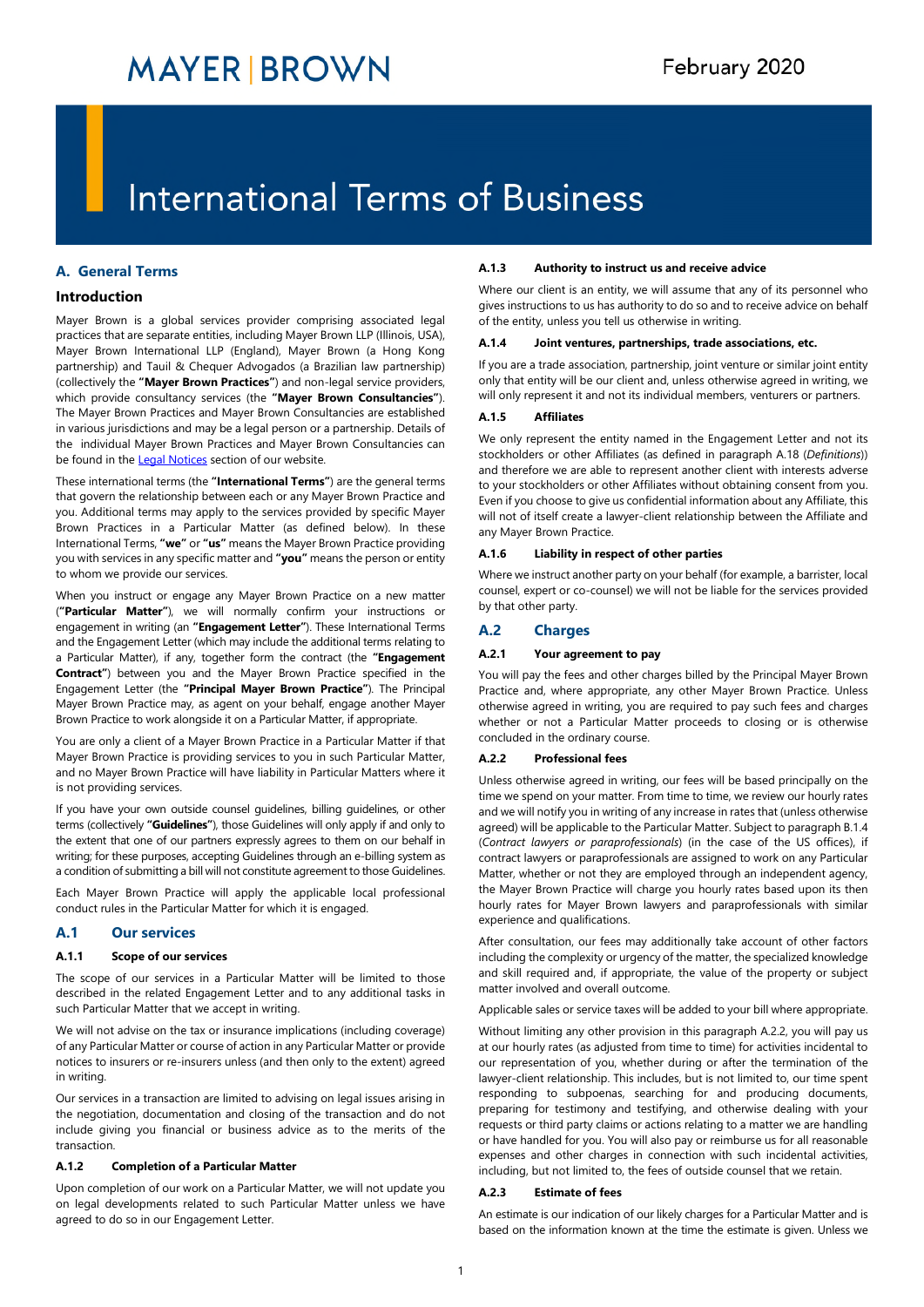MAYER | BROWN

February 2020

# International Terms of Business

## A. General Terms

### Introduction

Mayer Brown is a global services provider comprising associated legal practices that are separate entities, including Mayer Brown LLP (Illinois, USA), Mayer Brown International LLP (England), Mayer Brown (a Hong Kong partnership) and Tauil & Chequer Advogados (a Brazilian law partnership) (collectively the **"Mayer Brown Practices"**) and non-legal service providers, which provide consultancy services (the **"Mayer Brown Consultancies"**). The Mayer Brown Practices and Mayer Brown Consultancies are established in various jurisdictions and may be a legal person or a partnership. Details of the individual Mayer Brown Practices and Mayer Brown Consultancies can be found in the Legal Notices section of our website.

These international terms (the **"International Terms"**) are the general terms that govern the relationship between each or any Mayer Brown Practice and you. Additional terms may apply to the services provided by specific Mayer Brown Practices in a Particular Matter (as defined below). In these International Terms, **"we"** or **"us"** means the Mayer Brown Practice providing you with services in any specific matter and **"you"** means the person or entity to whom we provide our services.

When you instruct or engage any Mayer Brown Practice on a new matter (**"Particular Matter"**), we will normally confirm your instructions or engagement in writing (an **"Engagement Letter"**). These International Terms and the Engagement Letter (which may include the additional terms relating to a Particular Matter), if any, together form the contract (the **"Engagement Contract"**) between you and the Mayer Brown Practice specified in the Engagement Letter (the **"Principal Mayer Brown Practice"**). The Principal Mayer Brown Practice may, as agent on your behalf, engage another Mayer Brown Practice to work alongside it on a Particular Matter, if appropriate.

You are only a client of a Mayer Brown Practice in a Particular Matter if that Mayer Brown Practice is providing services to you in such Particular Matter, and no Mayer Brown Practice will have liability in Particular Matters where it is not providing services.

If you have your own outside counsel guidelines, billing guidelines, or other terms (collectively **"Guidelines"**), those Guidelines will only apply if and only to the extent that one of our partners expressly agrees to them on our behalf in writing; for these purposes, accepting Guidelines through an e-billing system as a condition of submitting a bill will not constitute agreement to those Guidelines.

Each Mayer Brown Practice will apply the applicable local professional conduct rules in the Particular Matter for which it is engaged.

## A.1 Our services

### A.1.1 Scope of our services

The scope of our services in a Particular Matter will be limited to those described in the related Engagement Letter and to any additional tasks in such Particular Matter that we accept in writing.

We will not advise on the tax or insurance implications (including coverage) of any Particular Matter or course of action in any Particular Matter or provide notices to insurers or re-insurers unless (and then only to the extent) agreed in writing.

Our services in a transaction are limited to advising on legal issues arising in the negotiation, documentation and closing of the transaction and do not include giving you financial or business advice as to the merits of the transaction.

### A.1.2 Completion of a Particular Matter

Upon completion of our work on a Particular Matter, we will not update you on legal developments related to such Particular Matter unless we have agreed to do so in our Engagement Letter.

### A.1.3 Authority to instruct us and receive advice

Where our client is an entity, we will assume that any of its personnel who gives instructions to us has authority to do so and to receive advice on behalf of the entity, unless you tell us otherwise in writing.

### A.1.4 Joint ventures, partnerships, trade associations, etc.

If you are a trade association, partnership, joint venture or similar joint entity only that entity will be our client and, unless otherwise agreed in writing, we will only represent it and not its individual members, venturers or partners.

### A.1.5 Affiliates

We only represent the entity named in the Engagement Letter and not its stockholders or other Affiliates (as defined in paragraph A.18 (*Definitions*)) and therefore we are able to represent another client with interests adverse to your stockholders or other Affiliates without obtaining consent from you. Even if you choose to give us confidential information about any Affiliate, this will not of itself create a lawyer-client relationship between the Affiliate and any Mayer Brown Practice.

### A.1.6 Liability in respect of other parties

Where we instruct another party on your behalf (for example, a barrister, local counsel, expert or co-counsel) we will not be liable for the services provided by that other party.

## A.2 Charges

### A.2.1 Your agreement to pay

You will pay the fees and other charges billed by the Principal Mayer Brown Practice and, where appropriate, any other Mayer Brown Practice. Unless otherwise agreed in writing, you are required to pay such fees and charges whether or not a Particular Matter proceeds to closing or is otherwise concluded in the ordinary course.

### A.2.2 Professional fees

Unless otherwise agreed in writing, our fees will be based principally on the time we spend on your matter. From time to time, we review our hourly rates and we will notify you in writing of any increase in rates that (unless otherwise agreed) will be applicable to the Particular Matter. Subject to paragraph B.1.4 (*Contract lawyers or paraprofessionals*) (in the case of the US offices), if contract lawyers or paraprofessionals are assigned to work on any Particular Matter, whether or not they are employed through an independent agency, the Mayer Brown Practice will charge you hourly rates based upon its then hourly rates for Mayer Brown lawyers and paraprofessionals with similar experience and qualifications.

After consultation, our fees may additionally take account of other factors including the complexity or urgency of the matter, the specialized knowledge and skill required and, if appropriate, the value of the property or subject matter involved and overall outcome.

Applicable sales or service taxes will be added to your bill where appropriate.

Without limiting any other provision in this paragraph A.2.2, you will pay us at our hourly rates (as adjusted from time to time) for activities incidental to our representation of you, whether during or after the termination of the lawyer-client relationship. This includes, but is not limited to, the time spent responding to subpoenas, searching for and producing documents, preparing for testimony and testifying, and otherwise dealing with your requests or third party claims or actions relating to a matter we are handling or have handled for you. You will also pay or reimburse us for all reasonable expenses and other charges in connection with such incidental activities, including, but not limited to, the fees of outside counsel that we retain.

### A.2.3 Estimate of fees

An estimate is our indication of our likely charges for a Particular Matter and is based on the information known at the time the estimate is given. Unless we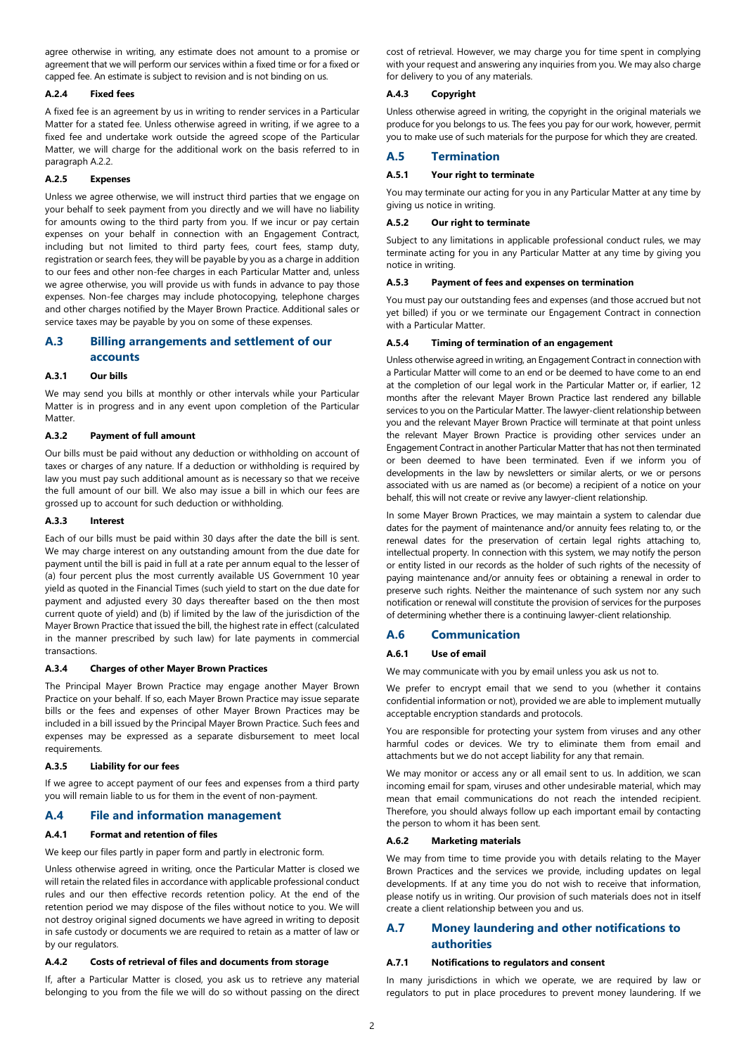agree otherwise in writing, any estimate does not amount to a promise or agreement that we will perform our services within a fixed time or for a fixed or capped fee. An estimate is subject to revision and is not binding on us.

#### A.2.4 Fixed fees

A fixed fee is an agreement by us in writing to render services in a Particular Matter for a stated fee. Unless otherwise agreed in writing, if we agree to a fixed fee and undertake work outside the agreed scope of the Particular Matter, we will charge for the additional work on the basis referred to in paragraph A.2.2.

#### A.2.5 Expenses

Unless we agree otherwise, we will instruct third parties that we engage on your behalf to seek payment from you directly and we will have no liability for amounts owing to the third party from you. If we incur or pay certain expenses on your behalf in connection with an Engagement Contract, including but not limited to third party fees, court fees, stamp duty, registration or search fees, they will be payable by you as a charge in addition to our fees and other non-fee charges in each Particular Matter and, unless we agree otherwise, you will provide us with funds in advance to pay those expenses. Non-fee charges may include photocopying, telephone charges and other charges notified by the Mayer Brown Practice. Additional sales or service taxes may be payable by you on some of these expenses.

### A.3 Billing arrangements and settlement of our accounts

#### A.3.1 Our bills

We may send you bills at monthly or other intervals while your Particular Matter is in progress and in any event upon completion of the Particular Matter.

#### A.3.2 Payment of full amount

Our bills must be paid without any deduction or withholding on account of taxes or charges of any nature. If a deduction or withholding is required by law you must pay such additional amount as is necessary so that we receive the full amount of our bill. We also may issue a bill in which our fees are grossed up to account for such deduction or withholding.

#### A.3.3 Interest

Each of our bills must be paid within 30 days after the date the bill is sent. We may charge interest on any outstanding amount from the due date for payment until the bill is paid in full at a rate per annum equal to the lesser of (a) four percent plus the most currently available US Government 10 year yield as quoted in the Financial Times (such yield to start on the due date for payment and adjusted every 30 days thereafter based on the then most current quote of yield) and (b) if limited by the law of the jurisdiction of the Mayer Brown Practice that issued the bill, the highest rate in effect (calculated in the manner prescribed by such law) for late payments in commercial transactions.

#### A.3.4 Charges of other Mayer Brown Practices

The Principal Mayer Brown Practice may engage another Mayer Brown Practice on your behalf. If so, each Mayer Brown Practice may issue separate bills or the fees and expenses of other Mayer Brown Practices may be included in a bill issued by the Principal Mayer Brown Practice. Such fees and expenses may be expressed as a separate disbursement to meet local requirements.

#### A.3.5 Liability for our fees

If we agree to accept payment of our fees and expenses from a third party you will remain liable to us for them in the event of non-payment.

### A.4 File and information management

#### A.4.1 Format and retention of files

We keep our files partly in paper form and partly in electronic form.

Unless otherwise agreed in writing, once the Particular Matter is closed we will retain the related files in accordance with applicable professional conduct rules and our then effective records retention policy. At the end of the retention period we may dispose of the files without notice to you. We will not destroy original signed documents we have agreed in writing to deposit in safe custody or documents we are required to retain as a matter of law or by our regulators.

#### A.4.2 Costs of retrieval of files and documents from storage

If, after a Particular Matter is closed, you ask us to retrieve any material belonging to you from the file we will do so without passing on the direct cost of retrieval. However, we may charge you for time spent in complying with your request and answering any inquiries from you. We may also charge for delivery to you of any materials.

#### A.4.3 Copyright

Unless otherwise agreed in writing, the copyright in the original materials we produce for you belongs to us. The fees you pay for our work, however, permit you to make use of such materials for the purpose for which they are created.

### A.5 Termination

#### A.5.1 Your right to terminate

You may terminate our acting for you in any Particular Matter at any time by giving us notice in writing.

#### A.5.2 Our right to terminate

Subject to any limitations in applicable professional conduct rules, we may terminate acting for you in any Particular Matter at any time by giving you notice in writing.

#### A.5.3 Payment of fees and expenses on termination

You must pay our outstanding fees and expenses (and those accrued but not yet billed) if you or we terminate our Engagement Contract in connection with a Particular Matter.

#### A.5.4 Timing of termination of an engagement

Unless otherwise agreed in writing, an Engagement Contract in connection with a Particular Matter will come to an end or be deemed to have come to an end at the completion of our legal work in the Particular Matter or, if earlier, 12 months after the relevant Mayer Brown Practice last rendered any billable services to you on the Particular Matter. The lawyer-client relationship between you and the relevant Mayer Brown Practice will terminate at that point unless the relevant Mayer Brown Practice is providing other services under an Engagement Contract in another Particular Matter that has not then terminated or been deemed to have been terminated. Even if we inform you of developments in the law by newsletters or similar alerts, or we or persons associated with us are named as (or become) a recipient of a notice on your behalf, this will not create or revive any lawyer-client relationship.

In some Mayer Brown Practices, we may maintain a system to calendar due dates for the payment of maintenance and/or annuity fees relating to, or the renewal dates for the preservation of certain legal rights attaching to, intellectual property. In connection with this system, we may notify the person or entity listed in our records as the holder of such rights of the necessity of paying maintenance and/or annuity fees or obtaining a renewal in order to preserve such rights. Neither the maintenance of such system nor any such notification or renewal will constitute the provision of services for the purposes of determining whether there is a continuing lawyer-client relationship.

### A.6 Communication

#### A.6.1 Use of email

We may communicate with you by email unless you ask us not to.

We prefer to encrypt email that we send to you (whether it contains confidential information or not), provided we are able to implement mutually acceptable encryption standards and protocols.

You are responsible for protecting your system from viruses and any other harmful codes or devices. We try to eliminate them from email and attachments but we do not accept liability for any that remain.

We may monitor or access any or all email sent to us. In addition, we scan incoming email for spam, viruses and other undesirable material, which may mean that email communications do not reach the intended recipient. Therefore, you should always follow up each important email by contacting the person to whom it has been sent.

#### A.6.2 Marketing materials

We may from time to time provide you with details relating to the Mayer Brown Practices and the services we provide, including updates on legal developments. If at any time you do not wish to receive that information, please notify us in writing. Our provision of such materials does not in itself create a client relationship between you and us.

### A.7 Money laundering and other notifications to authorities

#### A.7.1 Notifications to regulators and consent

In many jurisdictions in which we operate, we are required by law or regulators to put in place procedures to prevent money laundering. If we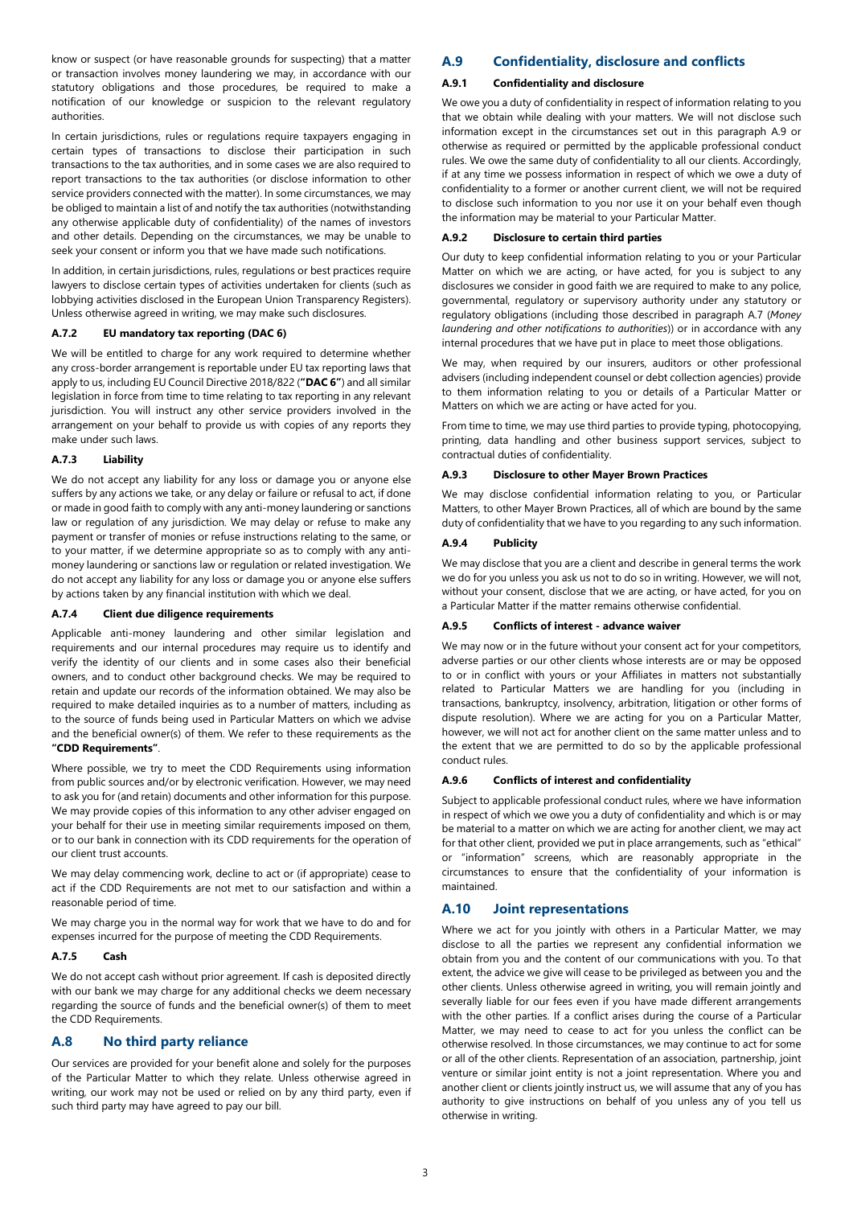know or suspect (or have reasonable grounds for suspecting) that a matter or transaction involves money laundering we may, in accordance with our statutory obligations and those procedures, be required to make a notification of our knowledge or suspicion to the relevant regulatory authorities.

In certain jurisdictions, rules or regulations require taxpayers engaging in certain types of transactions to disclose their participation in such transactions to the tax authorities, and in some cases we are also required to report transactions to the tax authorities (or disclose information to other service providers connected with the matter). In some circumstances, we may be obliged to maintain a list of and notify the tax authorities (notwithstanding any otherwise applicable duty of confidentiality) of the names of investors and other details. Depending on the circumstances, we may be unable to seek your consent or inform you that we have made such notifications.

In addition, in certain jurisdictions, rules, regulations or best practices require lawyers to disclose certain types of activities undertaken for clients (such as lobbying activities disclosed in the European Union Transparency Registers). Unless otherwise agreed in writing, we may make such disclosures.

#### A.7.2 EU mandatory tax reporting (DAC 6)

We will be entitled to charge for any work required to determine whether any cross-border arrangement is reportable under EU tax reporting laws that apply to us, including EU Council Directive 2018/822 (**"DAC 6"**) and all similar legislation in force from time to time relating to tax reporting in any relevant jurisdiction. You will instruct any other service providers involved in the arrangement on your behalf to provide us with copies of any reports they make under such laws.

#### A.7.3 Liability

We do not accept any liability for any loss or damage you or anyone else suffers by any actions we take, or any delay or failure or refusal to act, if done or made in good faith to comply with any anti-money laundering or sanctions law or regulation of any jurisdiction. We may delay or refuse to make any payment or transfer of monies or refuse instructions relating to the same, or to your matter, if we determine appropriate so as to comply with any anti-money laundering or sanctions law or regulation or related investigation. We do not accept any liability for any loss or damage you or anyone else suffers by actions taken by any financial institution with which we deal.

#### A.7.4 Client due diligence requirements

Applicable anti-money laundering and other similar legislation and requirements and our internal procedures may require us to identify and verify the identity of our clients and in some cases also their beneficial owners, and to conduct other background checks. We may be required to retain and update our records of the information obtained. We may also be required to make detailed inquiries as to a number of matters, including as to the source of funds being used in Particular Matters on which we advise and the beneficial owner(s) of them. We refer to these requirements as the **"CDD Requirements"**.

Where possible, we try to meet the CDD Requirements using information from public sources and/or by electronic verification. However, we may need to ask you for (and retain) documents and other information for this purpose. We may provide copies of this information to any other adviser engaged on your behalf for their use in meeting similar requirements imposed on them, or to our bank in connection with its CDD requirements for the operation of our client trust accounts.

We may delay commencing work, decline to act or (if appropriate) cease to act if the CDD Requirements are not met to our satisfaction and within a reasonable period of time.

We may charge you in the normal way for work that we have to do and for expenses incurred for the purpose of meeting the CDD Requirements.

#### A.7.5 Cash

We do not accept cash without prior agreement. If cash is deposited directly with our bank we may charge for any additional checks we deem necessary regarding the source of funds and the beneficial owner(s) of them to meet the CDD Requirements.

### A.8 No third party reliance

Our services are provided for your benefit alone and solely for the purposes of the Particular Matter to which they relate. Unless otherwise agreed in writing, our work may not be used or relied on by any third party, even if such third party may have agreed to pay our bill.

### A.9 Confidentiality, disclosure and conflicts

#### A.9.1 Confidentiality and disclosure

We owe you a duty of confidentiality in respect of information relating to you that we obtain while dealing with your matters. We will not disclose such information except in the circumstances set out in this paragraph A.9 or otherwise as required or permitted by the applicable professional conduct rules. We owe the same duty of confidentiality to all our clients. Accordingly, if at any time we possess information in respect of which we owe a duty of confidentiality to a former or another current client, we will not be required to disclose such information to you nor use it on your behalf even though the information may be material to your Particular Matter.

#### A.9.2 Disclosure to certain third parties

Our duty to keep confidential information relating to you or your Particular Matter on which we are acting, or have acted, for you is subject to any disclosures we consider in good faith we are required to make to any police, governmental, regulatory or supervisory authority under any statutory or regulatory obligations (including those described in paragraph A.7 (*Money laundering and other notifications to authorities*)) or in accordance with any internal procedures that we have put in place to meet those obligations.

We may, when required by our insurers, auditors or other professional advisers (including independent counsel or debt collection agencies) provide to them information relating to you or details of a Particular Matter or Matters on which we are acting or have acted for you.

From time to time, we may use third parties to provide typing, photocopying, printing, data handling and other business support services, subject to contractual duties of confidentiality.

#### A.9.3 Disclosure to other Mayer Brown Practices

We may disclose confidential information relating to you, or Particular Matters, to other Mayer Brown Practices, all of which are bound by the same duty of confidentiality that we have to you regarding to any such information.

#### A.9.4 Publicity

We may disclose that you are a client and describe in general terms the work we do for you unless you ask us not to do so in writing. However, we will not, without your consent, disclose that we are acting, or have acted, for you on a Particular Matter if the matter remains otherwise confidential.

#### A.9.5 Conflicts of interest - advance waiver

We may now or in the future without your consent act for your competitors, adverse parties or our other clients whose interests are or may be opposed to or in conflict with yours or your Affiliates in matters not substantially related to Particular Matters we are handling for you (including in transactions, bankruptcy, insolvency, arbitration, litigation or other forms of dispute resolution). Where we are acting for you on a Particular Matter, however, we will not act for another client on the same matter unless and to the extent that we are permitted to do so by the applicable professional conduct rules.

#### A.9.6 Conflicts of interest and confidentiality

Subject to applicable professional conduct rules, where we have information in respect of which we owe you a duty of confidentiality and which is or may be material to a matter on which we are acting for another client, we may act for that other client, provided we put in place arrangements, such as "ethical" or "information" screens, which are reasonably appropriate in the circumstances to ensure that the confidentiality of your information is maintained.

### A.10 Joint representations

Where we act for you jointly with others in a Particular Matter, we may disclose to all the parties we represent any confidential information we obtain from you and the content of our communications with you. To that extent, the advice we give will cease to be privileged as between you and the other clients. Unless otherwise agreed in writing, you will remain jointly and severally liable for our fees even if you have made different arrangements with the other parties. If a conflict arises during the course of a Particular Matter, we may need to cease to act for you unless the conflict can be otherwise resolved. In those circumstances, we may continue to act for some or all of the other clients. Representation of an association, partnership, joint venture or similar joint entity is not a joint representation. Where you and another client or clients jointly instruct us, we will assume that any of you has authority to give instructions on behalf of you unless any of you tell us otherwise in writing.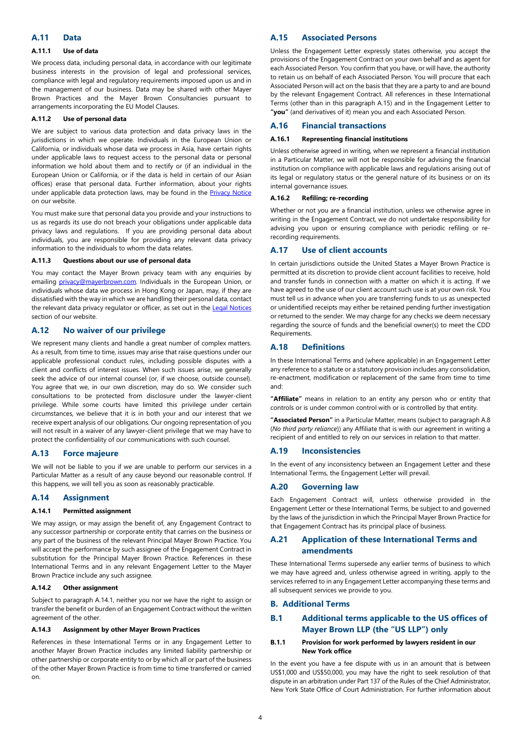## A.11 Data

### A.11.1 Use of data

We process data, including personal data, in accordance with our legitimate business interests in the provision of legal and professional services, compliance with legal and regulatory requirements imposed upon us and in the management of our business. Data may be shared with other Mayer Brown Practices and the Mayer Brown Consultancies pursuant to arrangements incorporating the EU Model Clauses.

### A.11.2 Use of personal data

We are subject to various data protection and data privacy laws in the jurisdictions in which we operate. Individuals in the European Union or California, or individuals whose data we process in Asia, have certain rights under applicable laws to request access to the personal data or personal information we hold about them and to rectify or (if an individual in the European Union or California, or if the data is held in certain of our Asian offices) erase that personal data. Further information, about your rights under applicable data protection laws, may be found in the Privacy Notice on our website.

You must make sure that personal data you provide and your instructions to us as regards its use do not breach your obligations under applicable data privacy laws and regulations. If you are providing personal data about individuals, you are responsible for providing any relevant data privacy information to the individuals to whom the data relates.

### A.11.3 Questions about our use of personal data

You may contact the Mayer Brown privacy team with any enquiries by emailing privacy@mayerbrown.com. Individuals in the European Union, or individuals whose data we process in Hong Kong or Japan, may, if they are dissatisfied with the way in which we are handling their personal data, contact the relevant data privacy regulator or officer, as set out in the Legal Notices section of our website.

## A.12 No waiver of our privilege

We represent many clients and handle a great number of complex matters. As a result, from time to time, issues may arise that raise questions under our applicable professional conduct rules, including possible disputes with a client and conflicts of interest issues. When such issues arise, we generally seek the advice of our internal counsel (or, if we choose, outside counsel). You agree that we, in our own discretion, may do so. We consider such consultations to be protected from disclosure under the lawyer-client privilege. While some courts have limited this privilege under certain circumstances, we believe that it is in both your and our interest that we receive expert analysis of our obligations. Our ongoing representation of you will not result in a waiver of any lawyer-client privilege that we may have to protect the confidentiality of our communications with such counsel.

## A.13 Force majeure

We will not be liable to you if we are unable to perform our services in a Particular Matter as a result of any cause beyond our reasonable control. If this happens, we will tell you as soon as reasonably practicable.

## A.14 Assignment

### A.14.1 Permitted assignment

We may assign, or may assign the benefit of, any Engagement Contract to any successor partnership or corporate entity that carries on the business or any part of the business of the relevant Principal Mayer Brown Practice. You will accept the performance by such assignee of the Engagement Contract in substitution for the Principal Mayer Brown Practice. References in these International Terms and in any relevant Engagement Letter to the Mayer Brown Practice include any such assignee.

### A.14.2 Other assignment

Subject to paragraph A.14.1, neither you nor we have the right to assign or transfer the benefit or burden of an Engagement Contract without the written agreement of the other.

### A.14.3 Assignment by other Mayer Brown Practices

References in these International Terms or in any Engagement Letter to another Mayer Brown Practice includes any limited liability partnership or other partnership or corporate entity to or by which all or part of the business of the other Mayer Brown Practice is from time to time transferred or carried on.

## A.15 Associated Persons

Unless the Engagement Letter expressly states otherwise, you accept the provisions of the Engagement Contract on your own behalf and as agent for each Associated Person. You confirm that you have, or will have, the authority to retain us on behalf of each Associated Person. You will procure that each Associated Person will act on the basis that they are a party to and are bound by the relevant Engagement Contract. All references in these International Terms (other than in this paragraph A.15) and in the Engagement Letter to **"you"** (and derivatives of it) mean you and each Associated Person.

## A.16 Financial transactions

### A.16.1 Representing financial institutions

Unless otherwise agreed in writing, when we represent a financial institution in a Particular Matter, we will not be responsible for advising the financial institution on compliance with applicable laws and regulations arising out of its legal or regulatory status or the general nature of its business or on its internal governance issues.

### A.16.2 Refiling; re-recording

Whether or not you are a financial institution, unless we otherwise agree in writing in the Engagement Contract, we do not undertake responsibility for advising you upon or ensuring compliance with periodic refiling or re-recording requirements.

## A.17 Use of client accounts

In certain jurisdictions outside the United States a Mayer Brown Practice is permitted at its discretion to provide client account facilities to receive, hold and transfer funds in connection with a matter on which it is acting. If we have agreed to the use of our client account such use is at your own risk. You must tell us in advance when you are transferring funds to us as unexpected or unidentified receipts may either be retained pending further investigation or returned to the sender. We may charge for any checks we deem necessary regarding the source of funds and the beneficial owner(s) to meet the CDD Requirements.

## A.18 Definitions

In these International Terms and (where applicable) in an Engagement Letter any reference to a statute or a statutory provision includes any consolidation, re-enactment, modification or replacement of the same from time to time and:

**"Affiliate"** means in relation to an entity any person who or entity that controls or is under common control with or is controlled by that entity.

**"Associated Person"** in a Particular Matter, means (subject to paragraph A.8 (*No third party reliance*)) any Affiliate that is with our agreement in writing a recipient of and entitled to rely on our services in relation to that matter.

## A.19 Inconsistencies

In the event of any inconsistency between an Engagement Letter and these International Terms, the Engagement Letter will prevail.

## A.20 Governing law

Each Engagement Contract will, unless otherwise provided in the Engagement Letter or these International Terms, be subject to and governed by the laws of the jurisdiction in which the Principal Mayer Brown Practice for that Engagement Contract has its principal place of business.

## A.21 Application of these International Terms and amendments

These International Terms supersede any earlier terms of business to which we may have agreed and, unless otherwise agreed in writing, apply to the services referred to in any Engagement Letter accompanying these terms and all subsequent services we provide to you.

# B. Additional Terms

## B.1 Additional terms applicable to the US offices of Mayer Brown LLP (the "US LLP") only

### B.1.1 Provision for work performed by lawyers resident in our New York office

In the event you have a fee dispute with us in an amount that is between US$1,000 and US$50,000, you may have the right to seek resolution of that dispute in an arbitration under Part 137 of the Rules of the Chief Administrator, New York State Office of Court Administration. For further information about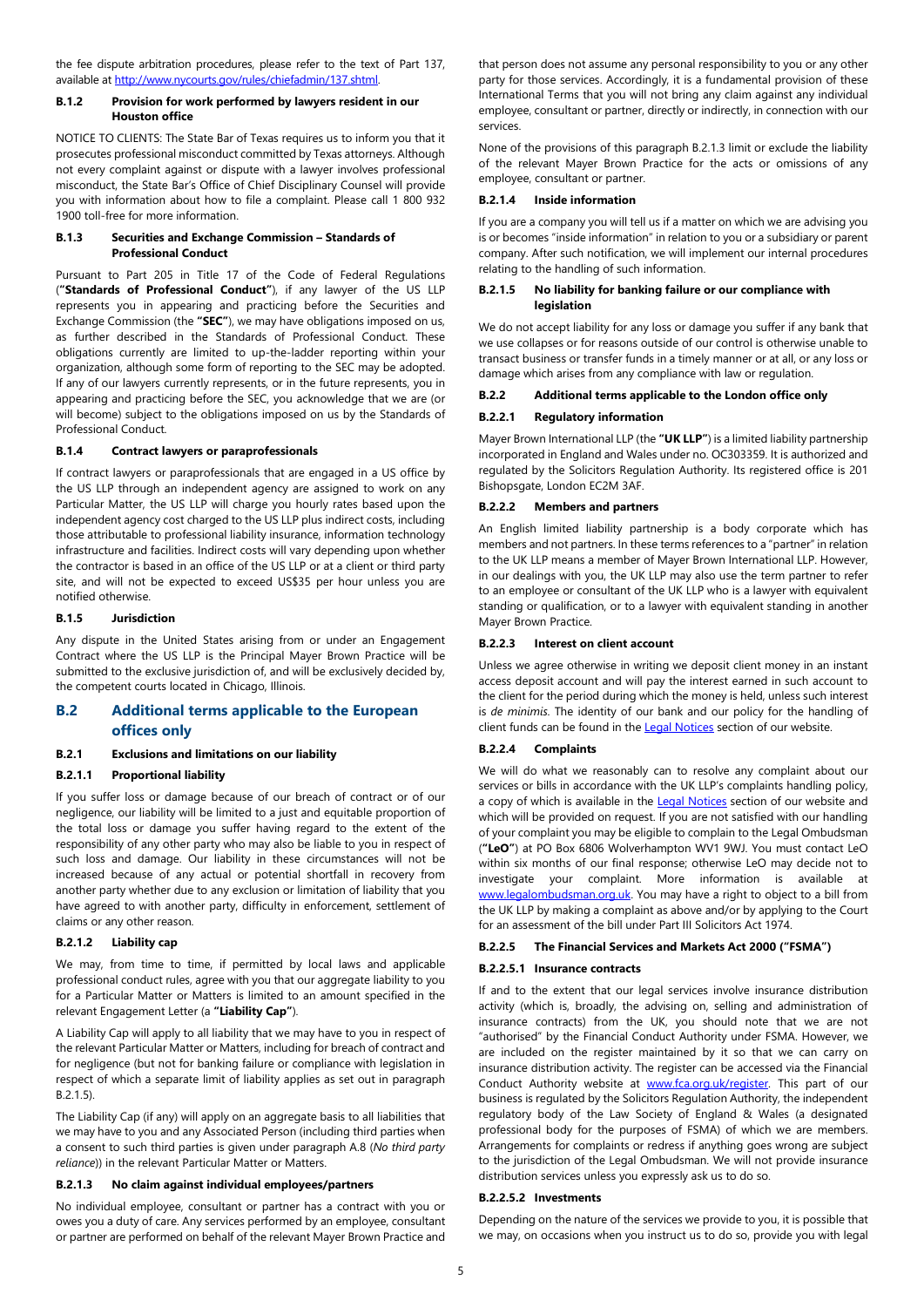the fee dispute arbitration procedures, please refer to the text of Part 137, available at [http://www.nycourts.gov/rules/chiefadmin/137.shtml](http://www.nycourts.gov/rules/chiefadmin/137.shtml).

#### B.1.2 Provision for work performed by lawyers resident in our Houston office

NOTICE TO CLIENTS: The State Bar of Texas requires us to inform you that it prosecutes professional misconduct committed by Texas attorneys. Although not every complaint against or dispute with a lawyer involves professional misconduct, the State Bar's Office of Chief Disciplinary Counsel will provide you with information about how to file a complaint. Please call 1 800 932 1900 toll-free for more information.

#### B.1.3 Securities and Exchange Commission – Standards of Professional Conduct

Pursuant to Part 205 in Title 17 of the Code of Federal Regulations (**"Standards of Professional Conduct"**), if any lawyer of the US LLP represents you in appearing and practicing before the Securities and Exchange Commission (the **"SEC"**), we may have obligations imposed on us, as further described in the Standards of Professional Conduct. These obligations currently are limited to up-the-ladder reporting within your organization, although some form of reporting to the SEC may be adopted. If any of our lawyers currently represents, or in the future represents, you in appearing and practicing before the SEC, you acknowledge that we are (or will become) subject to the obligations imposed on us by the Standards of Professional Conduct.

#### B.1.4 Contract lawyers or paraprofessionals

If contract lawyers or paraprofessionals that are engaged in a US office by the US LLP through an independent agency are assigned to work on any Particular Matter, the US LLP will charge you hourly rates based upon the independent agency cost charged to the US LLP plus indirect costs, including those attributable to professional liability insurance, information technology infrastructure and facilities. Indirect costs will vary depending upon whether the contractor is based in an office of the US LLP or at a client or third party site, and will not be expected to exceed US$35 per hour unless you are notified otherwise.

#### B.1.5 Jurisdiction

Any dispute in the United States arising from or under an Engagement Contract where the US LLP is the Principal Mayer Brown Practice will be submitted to the exclusive jurisdiction of, and will be exclusively decided by, the competent courts located in Chicago, Illinois.

## B.2 Additional terms applicable to the European offices only

#### B.2.1 Exclusions and limitations on our liability

#### B.2.1.1 Proportional liability

If you suffer loss or damage because of our breach of contract or of our negligence, our liability will be limited to a just and equitable proportion of the total loss or damage you suffer having regard to the extent of the responsibility of any other party who may also be liable to you in respect of such loss and damage. Our liability in these circumstances will not be increased because of any actual or potential shortfall in recovery from another party whether due to any exclusion or limitation of liability that you have agreed to with another party, difficulty in enforcement, settlement of claims or any other reason.

#### B.2.1.2 Liability cap

We may, from time to time, if permitted by local laws and applicable professional conduct rules, agree with you that our aggregate liability to you for a Particular Matter or Matters is limited to an amount specified in the relevant Engagement Letter (a **"Liability Cap"**).

A Liability Cap will apply to all liability that we may have to you in respect of the relevant Particular Matter or Matters, including for breach of contract and for negligence (but not for banking failure or compliance with legislation in respect of which a separate limit of liability applies as set out in paragraph B.2.1.5).

The Liability Cap (if any) will apply on an aggregate basis to all liabilities that we may have to you and any Associated Person (including third parties when a consent to such third parties is given under paragraph A.8 (*No third party reliance*)) in the relevant Particular Matter or Matters.

#### B.2.1.3 No claim against individual employees/partners

No individual employee, consultant or partner has a contract with you or owes you a duty of care. Any services performed by an employee, consultant or partner are performed on behalf of the relevant Mayer Brown Practice and that person does not assume any personal responsibility to you or any other party for those services. Accordingly, it is a fundamental provision of these International Terms that you will not bring any claim against any individual employee, consultant or partner, directly or indirectly, in connection with our services.

None of the provisions of this paragraph B.2.1.3 limit or exclude the liability of the relevant Mayer Brown Practice for the acts or omissions of any employee, consultant or partner.

#### B.2.1.4 Inside information

If you are a company you will tell us if a matter on which we are advising you is or becomes "inside information" in relation to you or a subsidiary or parent company. After such notification, we will implement our internal procedures relating to the handling of such information.

#### B.2.1.5 No liability for banking failure or our compliance with legislation

We do not accept liability for any loss or damage you suffer if any bank that we use collapses or for reasons outside of our control is otherwise unable to transact business or transfer funds in a timely manner or at all, or any loss or damage which arises from any compliance with law or regulation.

#### B.2.2 Additional terms applicable to the London office only

#### B.2.2.1 Regulatory information

Mayer Brown International LLP (the **"UK LLP"**) is a limited liability partnership incorporated in England and Wales under no. OC303359. It is authorized and regulated by the Solicitors Regulation Authority. Its registered office is 201 Bishopsgate, London EC2M 3AF.

#### B.2.2.2 Members and partners

An English limited liability partnership is a body corporate which has members and not partners. In these terms references to a "partner" in relation to the UK LLP means a member of Mayer Brown International LLP. However, in our dealings with you, the UK LLP may also use the term partner to refer to an employee or consultant of the UK LLP who is a lawyer with equivalent standing or qualification, or to a lawyer with equivalent standing in another Mayer Brown Practice.

#### B.2.2.3 Interest on client account

Unless we agree otherwise in writing we deposit client money in an instant access deposit account and will pay the interest earned in such account to the client for the period during which the money is held, unless such interest is *de minimis*. The identity of our bank and our policy for the handling of client funds can be found in the Legal Notices section of our website.

#### B.2.2.4 Complaints

We will do what we reasonably can to resolve any complaint about our services or bills in accordance with the UK LLP's complaints handling policy, a copy of which is available in the Legal Notices section of our website and which will be provided on request. If you are not satisfied with our handling of your complaint you may be eligible to complain to the Legal Ombudsman (**"LeO"**) at PO Box 6806 Wolverhampton WV1 9WJ. You must contact LeO within six months of our final response; otherwise LeO may decide not to investigate your complaint. More information is available at [www.legalombudsman.org.uk](http://www.legalombudsman.org.uk). You may have a right to object to a bill from the UK LLP by making a complaint as above and/or by applying to the Court for an assessment of the bill under Part III Solicitors Act 1974.

#### B.2.2.5 The Financial Services and Markets Act 2000 ("FSMA")

#### B.2.2.5.1 Insurance contracts

If and to the extent that our legal services involve insurance distribution activity (which is, broadly, the advising on, selling and administration of insurance contracts) from the UK, you should note that we are not "authorised" by the Financial Conduct Authority under FSMA. However, we are included on the register maintained by it so that we can carry on insurance distribution activity. The register can be accessed via the Financial Conduct Authority website at [www.fca.org.uk/register](http://www.fca.org.uk/register). This part of our business is regulated by the Solicitors Regulation Authority, the independent regulatory body of the Law Society of England & Wales (a designated professional body for the purposes of FSMA) of which we are members. Arrangements for complaints or redress if anything goes wrong are subject to the jurisdiction of the Legal Ombudsman. We will not provide insurance distribution services unless you expressly ask us to do so.

#### B.2.2.5.2 Investments

Depending on the nature of the services we provide to you, it is possible that we may, on occasions when you instruct us to do so, provide you with legal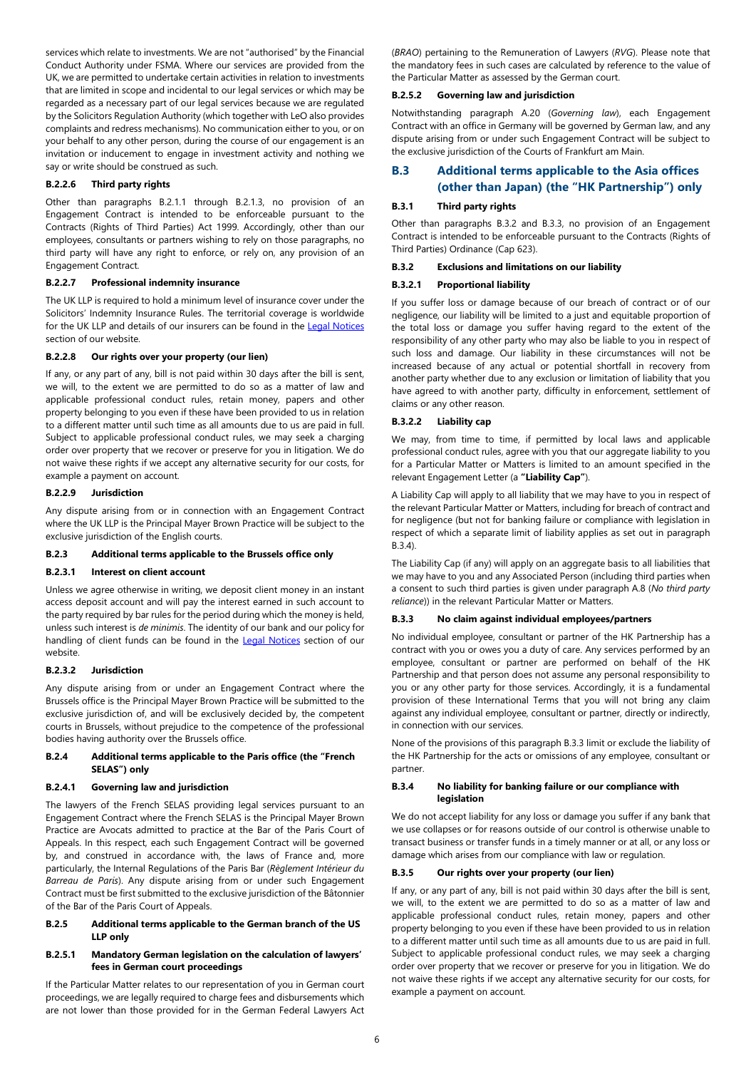services which relate to investments. We are not "authorised" by the Financial Conduct Authority under FSMA. Where our services are provided from the UK, we are permitted to undertake certain activities in relation to investments that are limited in scope and incidental to our legal services or which may be regarded as a necessary part of our legal services because we are regulated by the Solicitors Regulation Authority (which together with LeO also provides complaints and redress mechanisms). No communication either to you, or on your behalf to any other person, during the course of our engagement is an invitation or inducement to engage in investment activity and nothing we say or write should be construed as such.

#### B.2.2.6 Third party rights

Other than paragraphs B.2.1.1 through B.2.1.3, no provision of an Engagement Contract is intended to be enforceable pursuant to the Contracts (Rights of Third Parties) Act 1999. Accordingly, other than our employees, consultants or partners wishing to rely on those paragraphs, no third party will have any right to enforce, or rely on, any provision of an Engagement Contract.

#### B.2.2.7 Professional indemnity insurance

The UK LLP is required to hold a minimum level of insurance cover under the Solicitors' Indemnity Insurance Rules. The territorial coverage is worldwide for the UK LLP and details of our insurers can be found in the Legal Notices section of our website.

#### B.2.2.8 Our rights over your property (our lien)

If any, or any part of any, bill is not paid within 30 days after the bill is sent, we will, to the extent we are permitted to do so as a matter of law and applicable professional conduct rules, retain money, papers and other property belonging to you even if these have been provided to us in relation to a different matter until such time as all amounts due to us are paid in full. Subject to applicable professional conduct rules, we may seek a charging order over property that we recover or preserve for you in litigation. We do not waive these rights if we accept any alternative security for our costs, for example a payment on account.

#### B.2.2.9 Jurisdiction

Any dispute arising from or in connection with an Engagement Contract where the UK LLP is the Principal Mayer Brown Practice will be subject to the exclusive jurisdiction of the English courts.

### B.2.3 Additional terms applicable to the Brussels office only

#### B.2.3.1 Interest on client account

Unless we agree otherwise in writing, we deposit client money in an instant access deposit account and will pay the interest earned in such account to the party required by bar rules for the period during which the money is held, unless such interest is *de minimis*. The identity of our bank and our policy for handling of client funds can be found in the Legal Notices section of our website.

#### B.2.3.2 Jurisdiction

Any dispute arising from or under an Engagement Contract where the Brussels office is the Principal Mayer Brown Practice will be submitted to the exclusive jurisdiction of, and will be exclusively decided by, the competent courts in Brussels, without prejudice to the competence of the professional bodies having authority over the Brussels office.

### B.2.4 Additional terms applicable to the Paris office (the "French SELAS") only

#### B.2.4.1 Governing law and jurisdiction

The lawyers of the French SELAS providing legal services pursuant to an Engagement Contract where the French SELAS is the Principal Mayer Brown Practice are Avocats admitted to practice at the Bar of the Paris Court of Appeals. In this respect, each such Engagement Contract will be governed by, and construed in accordance with, the laws of France and, more particularly, the Internal Regulations of the Paris Bar (*Règlement Intérieur du Barreau de Paris*). Any dispute arising from or under such Engagement Contract must be first submitted to the exclusive jurisdiction of the Bâtonnier of the Bar of the Paris Court of Appeals.

### B.2.5 Additional terms applicable to the German branch of the US LLP only

#### B.2.5.1 Mandatory German legislation on the calculation of lawyers' fees in German court proceedings

If the Particular Matter relates to our representation of you in German court proceedings, we are legally required to charge fees and disbursements which are not lower than those provided for in the German Federal Lawyers Act (*BRAO*) pertaining to the Remuneration of Lawyers (*RVG*). Please note that the mandatory fees in such cases are calculated by reference to the value of the Particular Matter as assessed by the German court.

#### B.2.5.2 Governing law and jurisdiction

Notwithstanding paragraph A.20 (*Governing law*), each Engagement Contract with an office in Germany will be governed by German law, and any dispute arising from or under such Engagement Contract will be subject to the exclusive jurisdiction of the Courts of Frankfurt am Main.

## B.3 Additional terms applicable to the Asia offices (other than Japan) (the "HK Partnership") only

### B.3.1 Third party rights

Other than paragraphs B.3.2 and B.3.3, no provision of an Engagement Contract is intended to be enforceable pursuant to the Contracts (Rights of Third Parties) Ordinance (Cap 623).

### B.3.2 Exclusions and limitations on our liability

#### B.3.2.1 Proportional liability

If you suffer loss or damage because of our breach of contract or of our negligence, our liability will be limited to a just and equitable proportion of the total loss or damage you suffer having regard to the extent of the responsibility of any other party who may also be liable to you in respect of such loss and damage. Our liability in these circumstances will not be increased because of any actual or potential shortfall in recovery from another party whether due to any exclusion or limitation of liability that you have agreed to with another party, difficulty in enforcement, settlement of claims or any other reason.

#### B.3.2.2 Liability cap

We may, from time to time, if permitted by local laws and applicable professional conduct rules, agree with you that our aggregate liability to you for a Particular Matter or Matters is limited to an amount specified in the relevant Engagement Letter (a **"Liability Cap"**).

A Liability Cap will apply to all liability that we may have to you in respect of the relevant Particular Matter or Matters, including for breach of contract and for negligence (but not for banking failure or compliance with legislation in respect of which a separate limit of liability applies as set out in paragraph B.3.4).

The Liability Cap (if any) will apply on an aggregate basis to all liabilities that we may have to you and any Associated Person (including third parties when a consent to such third parties is given under paragraph A.8 (*No third party reliance*)) in the relevant Particular Matter or Matters.

### B.3.3 No claim against individual employees/partners

No individual employee, consultant or partner of the HK Partnership has a contract with you or owes you a duty of care. Any services performed by an employee, consultant or partner are performed on behalf of the HK Partnership and that person does not assume any personal responsibility to you or any other party for those services. Accordingly, it is a fundamental provision of these International Terms that you will not bring any claim against any individual employee, consultant or partner, directly or indirectly, in connection with our services.

None of the provisions of this paragraph B.3.3 limit or exclude the liability of the HK Partnership for the acts or omissions of any employee, consultant or partner.

### B.3.4 No liability for banking failure or our compliance with legislation

We do not accept liability for any loss or damage you suffer if any bank that we use collapses or for reasons outside of our control is otherwise unable to transact business or transfer funds in a timely manner or at all, or any loss or damage which arises from our compliance with law or regulation.

### B.3.5 Our rights over your property (our lien)

If any, or any part of any, bill is not paid within 30 days after the bill is sent, we will, to the extent we are permitted to do so as a matter of law and applicable professional conduct rules, retain money, papers and other property belonging to you even if these have been provided to us in relation to a different matter until such time as all amounts due to us are paid in full. Subject to applicable professional conduct rules, we may seek a charging order over property that we recover or preserve for you in litigation. We do not waive these rights if we accept any alternative security for our costs, for example a payment on account.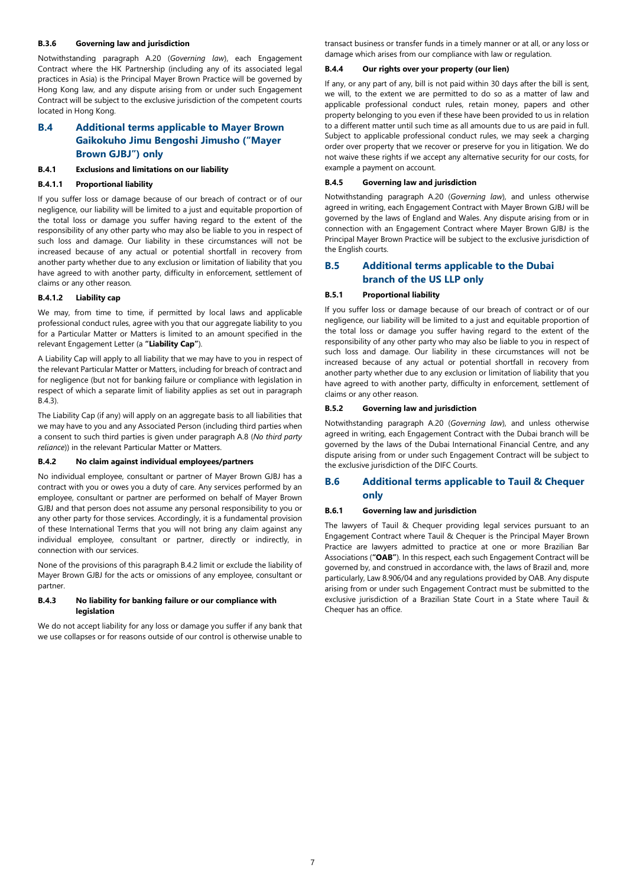#### B.3.6 Governing law and jurisdiction

Notwithstanding paragraph A.20 (*Governing law*), each Engagement Contract where the HK Partnership (including any of its associated legal practices in Asia) is the Principal Mayer Brown Practice will be governed by Hong Kong law, and any dispute arising from or under such Engagement Contract will be subject to the exclusive jurisdiction of the competent courts located in Hong Kong.

## B.4 Additional terms applicable to Mayer Brown Gaikokuho Jimu Bengoshi Jimusho ("Mayer Brown GJBJ") only

#### B.4.1 Exclusions and limitations on our liability

#### B.4.1.1 Proportional liability

If you suffer loss or damage because of our breach of contract or of our negligence, our liability will be limited to a just and equitable proportion of the total loss or damage you suffer having regard to the extent of the responsibility of any other party who may also be liable to you in respect of such loss and damage. Our liability in these circumstances will not be increased because of any actual or potential shortfall in recovery from another party whether due to any exclusion or limitation of liability that you have agreed to with another party, difficulty in enforcement, settlement of claims or any other reason.

#### B.4.1.2 Liability cap

We may, from time to time, if permitted by local laws and applicable professional conduct rules, agree with you that our aggregate liability to you for a Particular Matter or Matters is limited to an amount specified in the relevant Engagement Letter (a **"Liability Cap"**).

A Liability Cap will apply to all liability that we may have to you in respect of the relevant Particular Matter or Matters, including for breach of contract and for negligence (but not for banking failure or compliance with legislation in respect of which a separate limit of liability applies as set out in paragraph B.4.3).

The Liability Cap (if any) will apply on an aggregate basis to all liabilities that we may have to you and any Associated Person (including third parties when a consent to such third parties is given under paragraph A.8 (*No third party reliance*)) in the relevant Particular Matter or Matters.

#### B.4.2 No claim against individual employees/partners

No individual employee, consultant or partner of Mayer Brown GJBJ has a contract with you or owes you a duty of care. Any services performed by an employee, consultant or partner are performed on behalf of Mayer Brown GJBJ and that person does not assume any personal responsibility to you or any other party for those services. Accordingly, it is a fundamental provision of these International Terms that you will not bring any claim against any individual employee, consultant or partner, directly or indirectly, in connection with our services.

None of the provisions of this paragraph B.4.2 limit or exclude the liability of Mayer Brown GJBJ for the acts or omissions of any employee, consultant or partner.

#### B.4.3 No liability for banking failure or our compliance with legislation

We do not accept liability for any loss or damage you suffer if any bank that we use collapses or for reasons outside of our control is otherwise unable to transact business or transfer funds in a timely manner or at all, or any loss or damage which arises from our compliance with law or regulation.

#### B.4.4 Our rights over your property (our lien)

If any, or any part of any, bill is not paid within 30 days after the bill is sent, we will, to the extent we are permitted to do so as a matter of law and applicable professional conduct rules, retain money, papers and other property belonging to you even if these have been provided to us in relation to a different matter until such time as all amounts due to us are paid in full. Subject to applicable professional conduct rules, we may seek a charging order over property that we recover or preserve for you in litigation. We do not waive these rights if we accept any alternative security for our costs, for example a payment on account.

#### B.4.5 Governing law and jurisdiction

Notwithstanding paragraph A.20 (*Governing law*), and unless otherwise agreed in writing, each Engagement Contract with Mayer Brown GJBJ will be governed by the laws of England and Wales. Any dispute arising from or in connection with an Engagement Contract where Mayer Brown GJBJ is the Principal Mayer Brown Practice will be subject to the exclusive jurisdiction of the English courts.

## B.5 Additional terms applicable to the Dubai branch of the US LLP only

#### B.5.1 Proportional liability

If you suffer loss or damage because of our breach of contract or of our negligence, our liability will be limited to a just and equitable proportion of the total loss or damage you suffer having regard to the extent of the responsibility of any other party who may also be liable to you in respect of such loss and damage. Our liability in these circumstances will not be increased because of any actual or potential shortfall in recovery from another party whether due to any exclusion or limitation of liability that you have agreed to with another party, difficulty in enforcement, settlement of claims or any other reason.

#### B.5.2 Governing law and jurisdiction

Notwithstanding paragraph A.20 (*Governing law*), and unless otherwise agreed in writing, each Engagement Contract with the Dubai branch will be governed by the laws of the Dubai International Financial Centre, and any dispute arising from or under such Engagement Contract will be subject to the exclusive jurisdiction of the DIFC Courts.

## B.6 Additional terms applicable to Tauil & Chequer only

#### B.6.1 Governing law and jurisdiction

The lawyers of Tauil & Chequer providing legal services pursuant to an Engagement Contract where Tauil & Chequer is the Principal Mayer Brown Practice are lawyers admitted to practice at one or more Brazilian Bar Associations (**"OAB"**). In this respect, each such Engagement Contract will be governed by, and construed in accordance with, the laws of Brazil and, more particularly, Law 8.906/04 and any regulations provided by OAB. Any dispute arising from or under such Engagement Contract must be submitted to the exclusive jurisdiction of a Brazilian State Court in a State where Tauil & Chequer has an office.